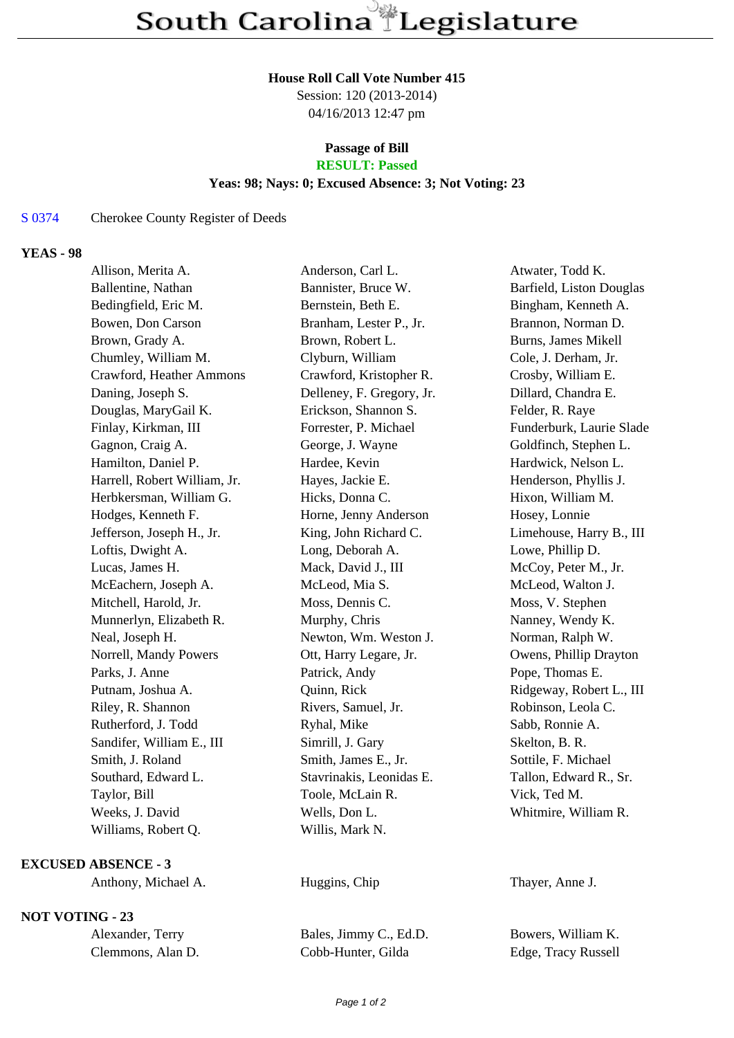# South Carolina Legislature

**House Roll Call Vote Number 415**
Session: 120 (2013-2014)
04/16/2013 12:47 pm

**Passage of Bill**
**RESULT: Passed**
**Yeas: 98; Nays: 0; Excused Absence: 3; Not Voting: 23**

S 0374 Cherokee County Register of Deeds

## YEAS - 98

| | | |
|---|---|---|
| Allison, Merita A. | Anderson, Carl L. | Atwater, Todd K. |
| Ballentine, Nathan | Bannister, Bruce W. | Barfield, Liston Douglas |
| Bedingfield, Eric M. | Bernstein, Beth E. | Bingham, Kenneth A. |
| Bowen, Don Carson | Branham, Lester P., Jr. | Brannon, Norman D. |
| Brown, Grady A. | Brown, Robert L. | Burns, James Mikell |
| Chumley, William M. | Clyburn, William | Cole, J. Derham, Jr. |
| Crawford, Heather Ammons | Crawford, Kristopher R. | Crosby, William E. |
| Daning, Joseph S. | Delleney, F. Gregory, Jr. | Dillard, Chandra E. |
| Douglas, MaryGail K. | Erickson, Shannon S. | Felder, R. Raye |
| Finlay, Kirkman, III | Forrester, P. Michael | Funderburk, Laurie Slade |
| Gagnon, Craig A. | George, J. Wayne | Goldfinch, Stephen L. |
| Hamilton, Daniel P. | Hardee, Kevin | Hardwick, Nelson L. |
| Harrell, Robert William, Jr. | Hayes, Jackie E. | Henderson, Phyllis J. |
| Herbkersman, William G. | Hicks, Donna C. | Hixon, William M. |
| Hodges, Kenneth F. | Horne, Jenny Anderson | Hosey, Lonnie |
| Jefferson, Joseph H., Jr. | King, John Richard C. | Limehouse, Harry B., III |
| Loftis, Dwight A. | Long, Deborah A. | Lowe, Phillip D. |
| Lucas, James H. | Mack, David J., III | McCoy, Peter M., Jr. |
| McEachern, Joseph A. | McLeod, Mia S. | McLeod, Walton J. |
| Mitchell, Harold, Jr. | Moss, Dennis C. | Moss, V. Stephen |
| Munnerlyn, Elizabeth R. | Murphy, Chris | Nanney, Wendy K. |
| Neal, Joseph H. | Newton, Wm. Weston J. | Norman, Ralph W. |
| Norrell, Mandy Powers | Ott, Harry Legare, Jr. | Owens, Phillip Drayton |
| Parks, J. Anne | Patrick, Andy | Pope, Thomas E. |
| Putnam, Joshua A. | Quinn, Rick | Ridgeway, Robert L., III |
| Riley, R. Shannon | Rivers, Samuel, Jr. | Robinson, Leola C. |
| Rutherford, J. Todd | Ryhal, Mike | Sabb, Ronnie A. |
| Sandifer, William E., III | Simrill, J. Gary | Skelton, B. R. |
| Smith, J. Roland | Smith, James E., Jr. | Sottile, F. Michael |
| Southard, Edward L. | Stavrinakis, Leonidas E. | Tallon, Edward R., Sr. |
| Taylor, Bill | Toole, McLain R. | Vick, Ted M. |
| Weeks, J. David | Wells, Don L. | Whitmire, William R. |
| Williams, Robert Q. | Willis, Mark N. | |

## EXCUSED ABSENCE - 3

| | | |
|---|---|---|
| Anthony, Michael A. | Huggins, Chip | Thayer, Anne J. |

## NOT VOTING - 23

| | | |
|---|---|---|
| Alexander, Terry | Bales, Jimmy C., Ed.D. | Bowers, William K. |
| Clemmons, Alan D. | Cobb-Hunter, Gilda | Edge, Tracy Russell |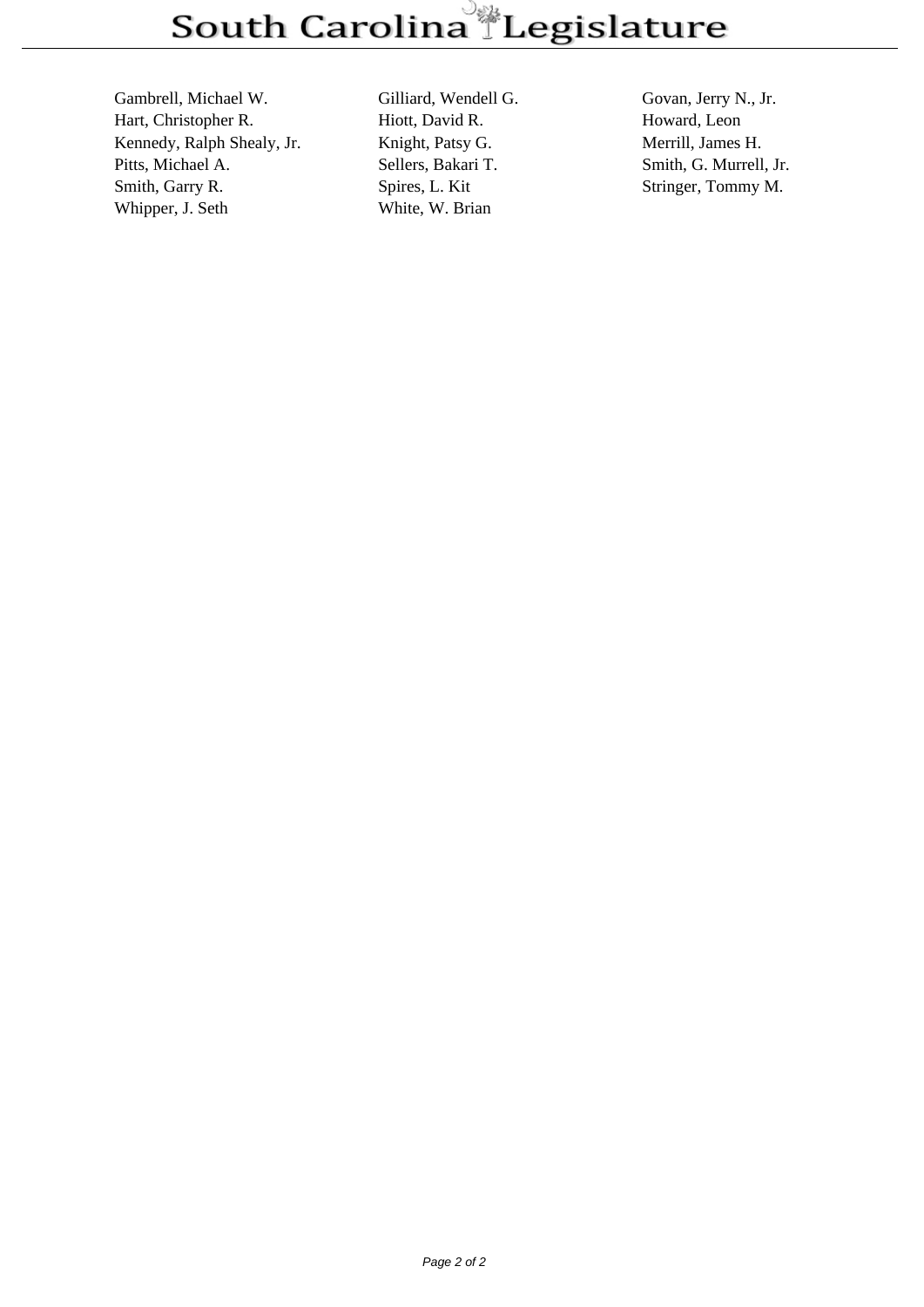Gambrell, Michael W.
Gilliard, Wendell G.
Govan, Jerry N., Jr.
Hart, Christopher R.
Hiott, David R.
Howard, Leon
Kennedy, Ralph Shealy, Jr.
Knight, Patsy G.
Merrill, James H.
Pitts, Michael A.
Sellers, Bakari T.
Smith, G. Murrell, Jr.
Smith, Garry R.
Spires, L. Kit
Stringer, Tommy M.
Whipper, J. Seth
White, W. Brian